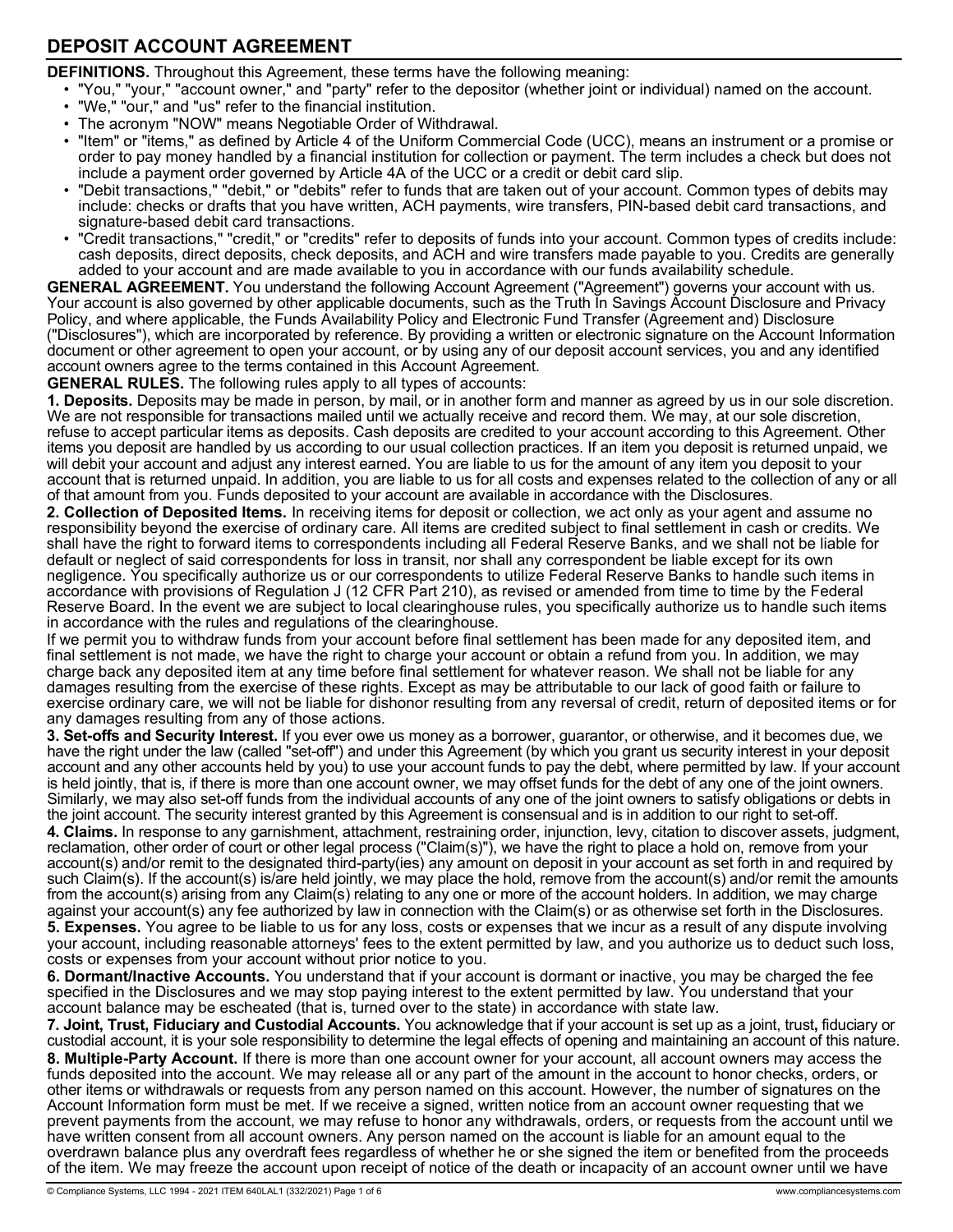# DEPOSIT ACCOUNT AGREEMENT

**DEFINITIONS.** Throughout this Agreement, these terms have the following meaning:

- "You," "your," "account owner," and "party" refer to the depositor (whether joint or individual) named on the account.
- "We," "our," and "us" refer to the financial institution.
- The acronym "NOW" means Negotiable Order of Withdrawal.
- "Item" or "items," as defined by Article 4 of the Uniform Commercial Code (UCC), means an instrument or a promise or order to pay money handled by a financial institution for collection or payment. The term includes a check but does not include a payment order governed by Article 4A of the UCC or a credit or debit card slip.
- "Debit transactions," "debit," or "debits" refer to funds that are taken out of your account. Common types of debits may include: checks or drafts that you have written, ACH payments, wire transfers, PIN-based debit card transactions, and signature-based debit card transactions.
- "Credit transactions," "credit," or "credits" refer to deposits of funds into your account. Common types of credits include: cash deposits, direct deposits, check deposits, and ACH and wire transfers made payable to you. Credits are generally added to your account and are made available to you in accordance with our funds availability schedule.

**GENERAL AGREEMENT.** You understand the following Account Agreement ("Agreement") governs your account with us. Your account is also governed by other applicable documents, such as the Truth In Savings Account Disclosure and Privacy Policy, and where applicable, the Funds Availability Policy and Electronic Fund Transfer (Agreement and) Disclosure ("Disclosures"), which are incorporated by reference. By providing a written or electronic signature on the Account Information document or other agreement to open your account, or by using any of our deposit account services, you and any identified account owners agree to the terms contained in this Account Agreement.

**GENERAL RULES.** The following rules apply to all types of accounts:

**1. Deposits.** Deposits may be made in person, by mail, or in another form and manner as agreed by us in our sole discretion. We are not responsible for transactions mailed until we actually receive and record them. We may, at our sole discretion, refuse to accept particular items as deposits. Cash deposits are credited to your account according to this Agreement. Other items you deposit are handled by us according to our usual collection practices. If an item you deposit is returned unpaid, we will debit your account and adjust any interest earned. You are liable to us for the amount of any item you deposit to your account that is returned unpaid. In addition, you are liable to us for all costs and expenses related to the collection of any or all of that amount from you. Funds deposited to your account are available in accordance with the Disclosures.

**2. Collection of Deposited Items.** In receiving items for deposit or collection, we act only as your agent and assume no responsibility beyond the exercise of ordinary care. All items are credited subject to final settlement in cash or credits. We shall have the right to forward items to correspondents including all Federal Reserve Banks, and we shall not be liable for default or neglect of said correspondents for loss in transit, nor shall any correspondent be liable except for its own negligence. You specifically authorize us or our correspondents to utilize Federal Reserve Banks to handle such items in accordance with provisions of Regulation J (12 CFR Part 210), as revised or amended from time to time by the Federal Reserve Board. In the event we are subject to local clearinghouse rules, you specifically authorize us to handle such items in accordance with the rules and regulations of the clearinghouse.

If we permit you to withdraw funds from your account before final settlement has been made for any deposited item, and final settlement is not made, we have the right to charge your account or obtain a refund from you. In addition, we may charge back any deposited item at any time before final settlement for whatever reason. We shall not be liable for any damages resulting from the exercise of these rights. Except as may be attributable to our lack of good faith or failure to exercise ordinary care, we will not be liable for dishonor resulting from any reversal of credit, return of deposited items or for any damages resulting from any of those actions.

**3. Set-offs and Security Interest.** If you ever owe us money as a borrower, guarantor, or otherwise, and it becomes due, we have the right under the law (called "set-off") and under this Agreement (by which you grant us security interest in your deposit account and any other accounts held by you) to use your account funds to pay the debt, where permitted by law. If your account is held jointly, that is, if there is more than one account owner, we may offset funds for the debt of any one of the joint owners. Similarly, we may also set-off funds from the individual accounts of any one of the joint owners to satisfy obligations or debts in the joint account. The security interest granted by this Agreement is consensual and is in addition to our right to set-off.

**4. Claims.** In response to any garnishment, attachment, restraining order, injunction, levy, citation to discover assets, judgment, reclamation, other order of court or other legal process ("Claim(s)"), we have the right to place a hold on, remove from your account(s) and/or remit to the designated third-party(ies) any amount on deposit in your account as set forth in and required by such Claim(s). If the account(s) is/are held jointly, we may place the hold, remove from the account(s) and/or remit the amounts from the account(s) arising from any Claim(s) relating to any one or more of the account holders. In addition, we may charge against your account(s) any fee authorized by law in connection with the Claim(s) or as otherwise set forth in the Disclosures.

**5. Expenses.** You agree to be liable to us for any loss, costs or expenses that we incur as a result of any dispute involving your account, including reasonable attorneys' fees to the extent permitted by law, and you authorize us to deduct such loss, costs or expenses from your account without prior notice to you.

**6. Dormant/Inactive Accounts.** You understand that if your account is dormant or inactive, you may be charged the fee specified in the Disclosures and we may stop paying interest to the extent permitted by law. You understand that your account balance may be escheated (that is, turned over to the state) in accordance with state law.

**7. Joint, Trust, Fiduciary and Custodial Accounts.** You acknowledge that if your account is set up as a joint, trust, fiduciary or custodial account, it is your sole responsibility to determine the legal effects of opening and maintaining an account of this nature.

**8. Multiple-Party Account.** If there is more than one account owner for your account, all account owners may access the funds deposited into the account. We may release all or any part of the amount in the account to honor checks, orders, or other items or withdrawals or requests from any person named on this account. However, the number of signatures on the Account Information form must be met. If we receive a signed, written notice from an account owner requesting that we prevent payments from the account, we may refuse to honor any withdrawals, orders, or requests from the account until we have written consent from all account owners. Any person named on the account is liable for an amount equal to the overdrawn balance plus any overdraft fees regardless of whether he or she signed the item or benefited from the proceeds of the item. We may freeze the account upon receipt of notice of the death or incapacity of an account owner until we have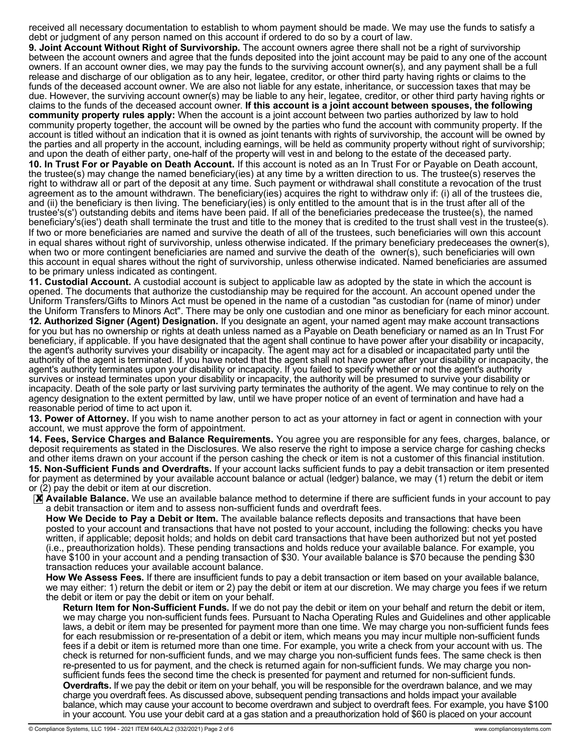received all necessary documentation to establish to whom payment should be made. We may use the funds to satisfy a debt or judgment of any person named on this account if ordered to do so by a court of law.

**9. Joint Account Without Right of Survivorship.** The account owners agree there shall not be a right of survivorship between the account owners and agree that the funds deposited into the joint account may be paid to any one of the account owners. If an account owner dies, we may pay the funds to the surviving account owner(s), and any payment shall be a full release and discharge of our obligation as to any heir, legatee, creditor, or other third party having rights or claims to the funds of the deceased account owner. We are also not liable for any estate, inheritance, or succession taxes that may be due. However, the surviving account owner(s) may be liable to any heir, legatee, creditor, or other third party having rights or claims to the funds of the deceased account owner. **If this account is a joint account between spouses, the following community property rules apply:** When the account is a joint account between two parties authorized by law to hold community property together, the account will be owned by the parties who fund the account with community property. If the account is titled without an indication that it is owned as joint tenants with rights of survivorship, the account will be owned by the parties and all property in the account, including earnings, will be held as community property without right of survivorship; and upon the death of either party, one-half of the property will vest in and belong to the estate of the deceased party.

**10. In Trust For or Payable on Death Account.** If this account is noted as an In Trust For or Payable on Death account, the trustee(s) may change the named beneficiary(ies) at any time by a written direction to us. The trustee(s) reserves the right to withdraw all or part of the deposit at any time. Such payment or withdrawal shall constitute a revocation of the trust agreement as to the amount withdrawn. The beneficiary(ies) acquires the right to withdraw only if: (i) all of the trustees die, and (ii) the beneficiary is then living. The beneficiary(ies) is only entitled to the amount that is in the trust after all of the trustee's(s') outstanding debits and items have been paid. If all of the beneficiaries predecease the trustee(s), the named beneficiary's(ies') death shall terminate the trust and title to the money that is credited to the trust shall vest in the trustee(s). If two or more beneficiaries are named and survive the death of all of the trustees, such beneficiaries will own this account in equal shares without right of survivorship, unless otherwise indicated. If the primary beneficiary predeceases the owner(s), when two or more contingent beneficiaries are named and survive the death of the owner(s), such beneficiaries will own this account in equal shares without the right of survivorship, unless otherwise indicated. Named beneficiaries are assumed to be primary unless indicated as contingent.

**11. Custodial Account.** A custodial account is subject to applicable law as adopted by the state in which the account is opened. The documents that authorize the custodianship may be required for the account. An account opened under the Uniform Transfers/Gifts to Minors Act must be opened in the name of a custodian "as custodian for (name of minor) under the Uniform Transfers to Minors Act". There may be only one custodian and one minor as beneficiary for each minor account.

**12. Authorized Signer (Agent) Designation.** If you designate an agent, your named agent may make account transactions for you but has no ownership or rights at death unless named as a Payable on Death beneficiary or named as an In Trust For beneficiary, if applicable. If you have designated that the agent shall continue to have power after your disability or incapacity, the agent's authority survives your disability or incapacity. The agent may act for a disabled or incapacitated party until the authority of the agent is terminated. If you have noted that the agent shall not have power after your disability or incapacity, the agent's authority terminates upon your disability or incapacity. If you failed to specify whether or not the agent's authority survives or instead terminates upon your disability or incapacity, the authority will be presumed to survive your disability or incapacity. Death of the sole party or last surviving party terminates the authority of the agent. We may continue to rely on the agency designation to the extent permitted by law, until we have proper notice of an event of termination and have had a reasonable period of time to act upon it.

**13. Power of Attorney.** If you wish to name another person to act as your attorney in fact or agent in connection with your account, we must approve the form of appointment.

**14. Fees, Service Charges and Balance Requirements.** You agree you are responsible for any fees, charges, balance, or deposit requirements as stated in the Disclosures. We also reserve the right to impose a service charge for cashing checks and other items drawn on your account if the person cashing the check or item is not a customer of this financial institution.

**15. Non-Sufficient Funds and Overdrafts.** If your account lacks sufficient funds to pay a debit transaction or item presented for payment as determined by your available account balance or actual (ledger) balance, we may (1) return the debit or item or (2) pay the debit or item at our discretion.

☒ **Available Balance.** We use an available balance method to determine if there are sufficient funds in your account to pay a debit transaction or item and to assess non-sufficient funds and overdraft fees.

**How We Decide to Pay a Debit or Item.** The available balance reflects deposits and transactions that have been posted to your account and transactions that have not posted to your account, including the following: checks you have written, if applicable; deposit holds; and holds on debit card transactions that have been authorized but not yet posted (i.e., preauthorization holds). These pending transactions and holds reduce your available balance. For example, you have $100 in your account and a pending transaction of $30. Your available balance is $70 because the pending $30 transaction reduces your available account balance.

**How We Assess Fees.** If there are insufficient funds to pay a debit transaction or item based on your available balance, we may either: 1) return the debit or item or 2) pay the debit or item at our discretion. We may charge you fees if we return the debit or item or pay the debit or item on your behalf.

**Return Item for Non-Sufficient Funds.** If we do not pay the debit or item on your behalf and return the debit or item, we may charge you non-sufficient funds fees. Pursuant to Nacha Operating Rules and Guidelines and other applicable laws, a debit or item may be presented for payment more than one time. We may charge you non-sufficient funds fees for each resubmission or re-presentation of a debit or item, which means you may incur multiple non-sufficient funds fees if a debit or item is returned more than one time. For example, you write a check from your account with us. The check is returned for non-sufficient funds, and we may charge you non-sufficient funds fees. The same check is then re-presented to us for payment, and the check is returned again for non-sufficient funds. We may charge you non-sufficient funds fees the second time the check is presented for payment and returned for non-sufficient funds.

**Overdrafts.** If we pay the debit or item on your behalf, you will be responsible for the overdrawn balance, and we may charge you overdraft fees. As discussed above, subsequent pending transactions and holds impact your available balance, which may cause your account to become overdrawn and subject to overdraft fees. For example, you have $100 in your account. You use your debit card at a gas station and a preauthorization hold of $60 is placed on your account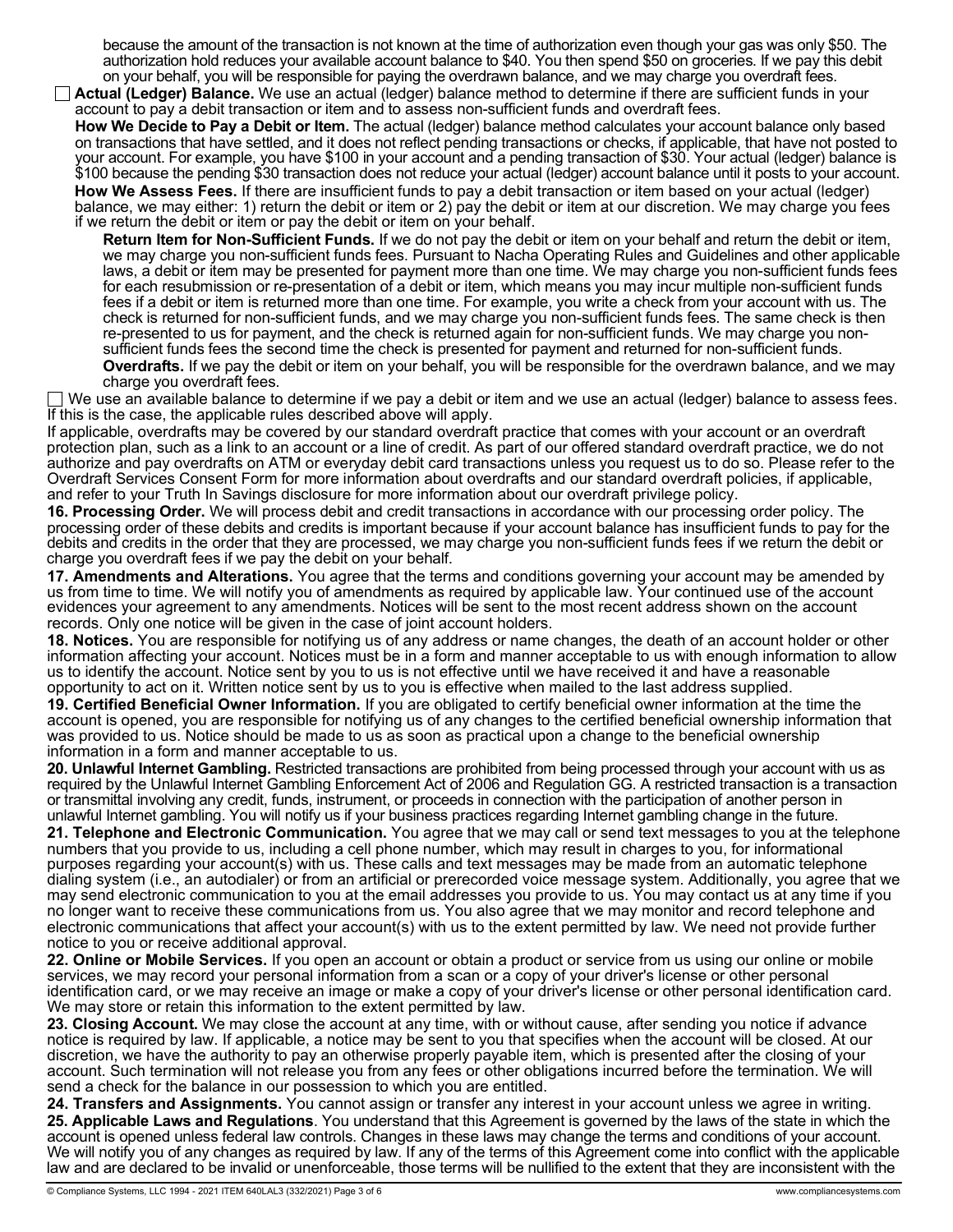because the amount of the transaction is not known at the time of authorization even though your gas was only $50. The authorization hold reduces your available account balance to $40. You then spend $50 on groceries. If we pay this debit on your behalf, you will be responsible for paying the overdrawn balance, and we may charge you overdraft fees.

☐ **Actual (Ledger) Balance.** We use an actual (ledger) balance method to determine if there are sufficient funds in your account to pay a debit transaction or item and to assess non-sufficient funds and overdraft fees.

**How We Decide to Pay a Debit or Item.** The actual (ledger) balance method calculates your account balance only based on transactions that have settled, and it does not reflect pending transactions or checks, if applicable, that have not posted to your account. For example, you have $100 in your account and a pending transaction of $30. Your actual (ledger) balance is $100 because the pending $30 transaction does not reduce your actual (ledger) account balance until it posts to your account.

**How We Assess Fees.** If there are insufficient funds to pay a debit transaction or item based on your actual (ledger) balance, we may either: 1) return the debit or item or 2) pay the debit or item at our discretion. We may charge you fees if we return the debit or item or pay the debit or item on your behalf.

**Return Item for Non-Sufficient Funds.** If we do not pay the debit or item on your behalf and return the debit or item, we may charge you non-sufficient funds fees. Pursuant to Nacha Operating Rules and Guidelines and other applicable laws, a debit or item may be presented for payment more than one time. We may charge you non-sufficient funds fees for each resubmission or re-presentation of a debit or item, which means you may incur multiple non-sufficient funds fees if a debit or item is returned more than one time. For example, you write a check from your account with us. The check is returned for non-sufficient funds, and we may charge you non-sufficient funds fees. The same check is then re-presented to us for payment, and the check is returned again for non-sufficient funds. We may charge you non-sufficient funds fees the second time the check is presented for payment and returned for non-sufficient funds.

**Overdrafts.** If we pay the debit or item on your behalf, you will be responsible for the overdrawn balance, and we may charge you overdraft fees.

☐ We use an available balance to determine if we pay a debit or item and we use an actual (ledger) balance to assess fees. If this is the case, the applicable rules described above will apply.

If applicable, overdrafts may be covered by our standard overdraft practice that comes with your account or an overdraft protection plan, such as a link to an account or a line of credit. As part of our offered standard overdraft practice, we do not authorize and pay overdrafts on ATM or everyday debit card transactions unless you request us to do so. Please refer to the Overdraft Services Consent Form for more information about overdrafts and our standard overdraft policies, if applicable, and refer to your Truth In Savings disclosure for more information about our overdraft privilege policy.

**16. Processing Order.** We will process debit and credit transactions in accordance with our processing order policy. The processing order of these debits and credits is important because if your account balance has insufficient funds to pay for the debits and credits in the order that they are processed, we may charge you non-sufficient funds fees if we return the debit or charge you overdraft fees if we pay the debit on your behalf.

**17. Amendments and Alterations.** You agree that the terms and conditions governing your account may be amended by us from time to time. We will notify you of amendments as required by applicable law. Your continued use of the account evidences your agreement to any amendments. Notices will be sent to the most recent address shown on the account records. Only one notice will be given in the case of joint account holders.

**18. Notices.** You are responsible for notifying us of any address or name changes, the death of an account holder or other information affecting your account. Notices must be in a form and manner acceptable to us with enough information to allow us to identify the account. Notice sent by you to us is not effective until we have received it and have a reasonable opportunity to act on it. Written notice sent by us to you is effective when mailed to the last address supplied.

**19. Certified Beneficial Owner Information.** If you are obligated to certify beneficial owner information at the time the account is opened, you are responsible for notifying us of any changes to the certified beneficial ownership information that was provided to us. Notice should be made to us as soon as practical upon a change to the beneficial ownership information in a form and manner acceptable to us.

**20. Unlawful Internet Gambling.** Restricted transactions are prohibited from being processed through your account with us as required by the Unlawful Internet Gambling Enforcement Act of 2006 and Regulation GG. A restricted transaction is a transaction or transmittal involving any credit, funds, instrument, or proceeds in connection with the participation of another person in unlawful Internet gambling. You will notify us if your business practices regarding Internet gambling change in the future.

**21. Telephone and Electronic Communication.** You agree that we may call or send text messages to you at the telephone numbers that you provide to us, including a cell phone number, which may result in charges to you, for informational purposes regarding your account(s) with us. These calls and text messages may be made from an automatic telephone dialing system (i.e., an autodialer) or from an artificial or prerecorded voice message system. Additionally, you agree that we may send electronic communication to you at the email addresses you provide to us. You may contact us at any time if you no longer want to receive these communications from us. You also agree that we may monitor and record telephone and electronic communications that affect your account(s) with us to the extent permitted by law. We need not provide further notice to you or receive additional approval.

**22. Online or Mobile Services.** If you open an account or obtain a product or service from us using our online or mobile services, we may record your personal information from a scan or a copy of your driver's license or other personal identification card, or we may receive an image or make a copy of your driver's license or other personal identification card. We may store or retain this information to the extent permitted by law.

**23. Closing Account.** We may close the account at any time, with or without cause, after sending you notice if advance notice is required by law. If applicable, a notice may be sent to you that specifies when the account will be closed. At our discretion, we have the authority to pay an otherwise properly payable item, which is presented after the closing of your account. Such termination will not release you from any fees or other obligations incurred before the termination. We will send a check for the balance in our possession to which you are entitled.

**24. Transfers and Assignments.** You cannot assign or transfer any interest in your account unless we agree in writing.

**25. Applicable Laws and Regulations**. You understand that this Agreement is governed by the laws of the state in which the account is opened unless federal law controls. Changes in these laws may change the terms and conditions of your account. We will notify you of any changes as required by law. If any of the terms of this Agreement come into conflict with the applicable law and are declared to be invalid or unenforceable, those terms will be nullified to the extent that they are inconsistent with the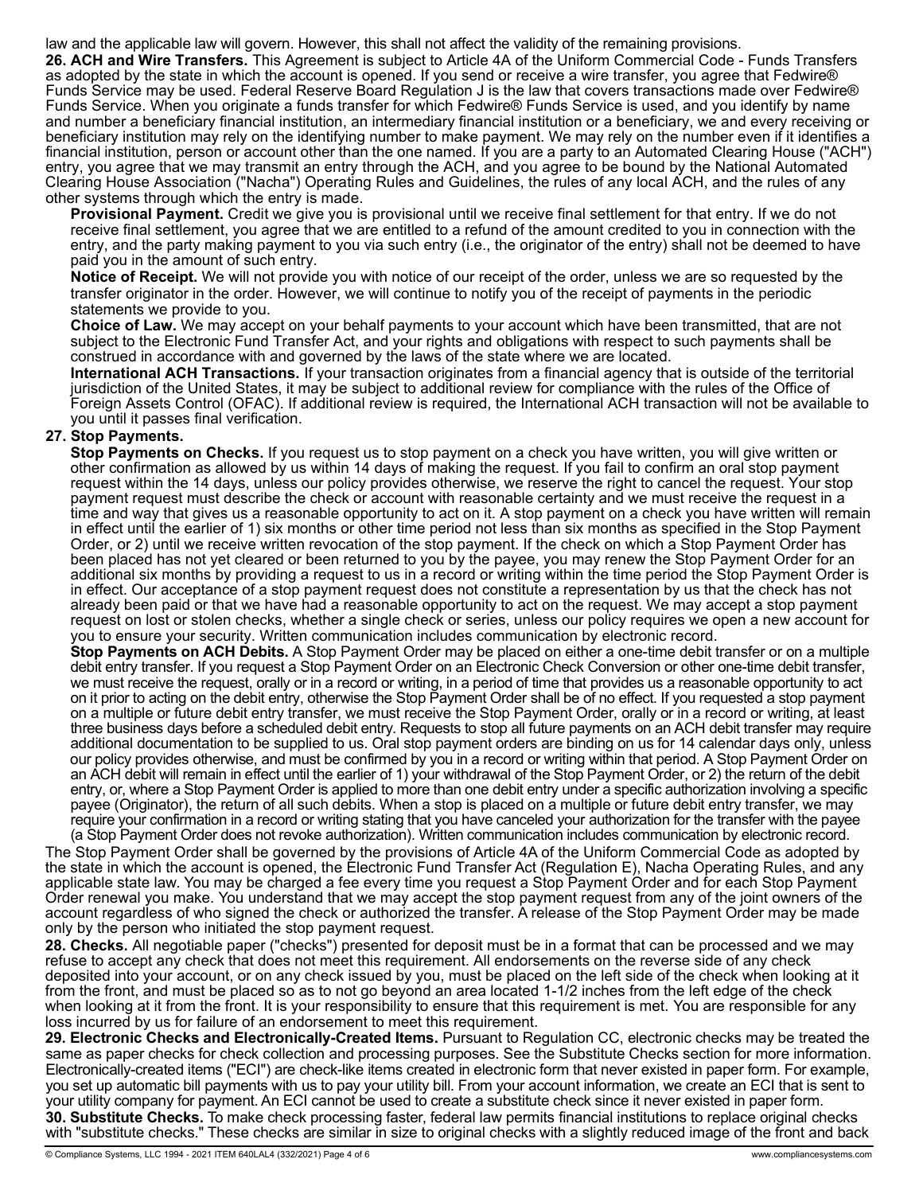law and the applicable law will govern. However, this shall not affect the validity of the remaining provisions.

**26. ACH and Wire Transfers.** This Agreement is subject to Article 4A of the Uniform Commercial Code - Funds Transfers as adopted by the state in which the account is opened. If you send or receive a wire transfer, you agree that Fedwire® Funds Service may be used. Federal Reserve Board Regulation J is the law that covers transactions made over Fedwire® Funds Service. When you originate a funds transfer for which Fedwire® Funds Service is used, and you identify by name and number a beneficiary financial institution, an intermediary financial institution or a beneficiary, we and every receiving or beneficiary institution may rely on the identifying number to make payment. We may rely on the number even if it identifies a financial institution, person or account other than the one named. If you are a party to an Automated Clearing House ("ACH") entry, you agree that we may transmit an entry through the ACH, and you agree to be bound by the National Automated Clearing House Association ("Nacha") Operating Rules and Guidelines, the rules of any local ACH, and the rules of any other systems through which the entry is made.

**Provisional Payment.** Credit we give you is provisional until we receive final settlement for that entry. If we do not receive final settlement, you agree that we are entitled to a refund of the amount credited to you in connection with the entry, and the party making payment to you via such entry (i.e., the originator of the entry) shall not be deemed to have paid you in the amount of such entry.

**Notice of Receipt.** We will not provide you with notice of our receipt of the order, unless we are so requested by the transfer originator in the order. However, we will continue to notify you of the receipt of payments in the periodic statements we provide to you.

**Choice of Law.** We may accept on your behalf payments to your account which have been transmitted, that are not subject to the Electronic Fund Transfer Act, and your rights and obligations with respect to such payments shall be construed in accordance with and governed by the laws of the state where we are located.

**International ACH Transactions.** If your transaction originates from a financial agency that is outside of the territorial jurisdiction of the United States, it may be subject to additional review for compliance with the rules of the Office of Foreign Assets Control (OFAC). If additional review is required, the International ACH transaction will not be available to you until it passes final verification.

**27. Stop Payments.**

**Stop Payments on Checks.** If you request us to stop payment on a check you have written, you will give written or other confirmation as allowed by us within 14 days of making the request. If you fail to confirm an oral stop payment request within the 14 days, unless our policy provides otherwise, we reserve the right to cancel the request. Your stop payment request must describe the check or account with reasonable certainty and we must receive the request in a time and way that gives us a reasonable opportunity to act on it. A stop payment on a check you have written will remain in effect until the earlier of 1) six months or other time period not less than six months as specified in the Stop Payment Order, or 2) until we receive written revocation of the stop payment. If the check on which a Stop Payment Order has been placed has not yet cleared or been returned to you by the payee, you may renew the Stop Payment Order for an additional six months by providing a request to us in a record or writing within the time period the Stop Payment Order is in effect. Our acceptance of a stop payment request does not constitute a representation by us that the check has not already been paid or that we have had a reasonable opportunity to act on the request. We may accept a stop payment request on lost or stolen checks, whether a single check or series, unless our policy requires we open a new account for you to ensure your security. Written communication includes communication by electronic record.

**Stop Payments on ACH Debits.** A Stop Payment Order may be placed on either a one-time debit transfer or on a multiple debit entry transfer. If you request a Stop Payment Order on an Electronic Check Conversion or other one-time debit transfer, we must receive the request, orally or in a record or writing, in a period of time that provides us a reasonable opportunity to act on it prior to acting on the debit entry, otherwise the Stop Payment Order shall be of no effect. If you requested a stop payment on a multiple or future debit entry transfer, we must receive the Stop Payment Order, orally or in a record or writing, at least three business days before a scheduled debit entry. Requests to stop all future payments on an ACH debit transfer may require additional documentation to be supplied to us. Oral stop payment orders are binding on us for 14 calendar days only, unless our policy provides otherwise, and must be confirmed by you in a record or writing within that period. A Stop Payment Order on an ACH debit will remain in effect until the earlier of 1) your withdrawal of the Stop Payment Order, or 2) the return of the debit entry, or, where a Stop Payment Order is applied to more than one debit entry under a specific authorization involving a specific payee (Originator), the return of all such debits. When a stop is placed on a multiple or future debit entry transfer, we may require your confirmation in a record or writing stating that you have canceled your authorization for the transfer with the payee (a Stop Payment Order does not revoke authorization). Written communication includes communication by electronic record.

The Stop Payment Order shall be governed by the provisions of Article 4A of the Uniform Commercial Code as adopted by the state in which the account is opened, the Electronic Fund Transfer Act (Regulation E), Nacha Operating Rules, and any applicable state law. You may be charged a fee every time you request a Stop Payment Order and for each Stop Payment Order renewal you make. You understand that we may accept the stop payment request from any of the joint owners of the account regardless of who signed the check or authorized the transfer. A release of the Stop Payment Order may be made only by the person who initiated the stop payment request.

**28. Checks.** All negotiable paper ("checks") presented for deposit must be in a format that can be processed and we may refuse to accept any check that does not meet this requirement. All endorsements on the reverse side of any check deposited into your account, or on any check issued by you, must be placed on the left side of the check when looking at it from the front, and must be placed so as to not go beyond an area located 1-1/2 inches from the left edge of the check when looking at it from the front. It is your responsibility to ensure that this requirement is met. You are responsible for any loss incurred by us for failure of an endorsement to meet this requirement.

**29. Electronic Checks and Electronically-Created Items.** Pursuant to Regulation CC, electronic checks may be treated the same as paper checks for check collection and processing purposes. See the Substitute Checks section for more information. Electronically-created items ("ECI") are check-like items created in electronic form that never existed in paper form. For example, you set up automatic bill payments with us to pay your utility bill. From your account information, we create an ECI that is sent to your utility company for payment. An ECI cannot be used to create a substitute check since it never existed in paper form.

**30. Substitute Checks.** To make check processing faster, federal law permits financial institutions to replace original checks with "substitute checks." These checks are similar in size to original checks with a slightly reduced image of the front and back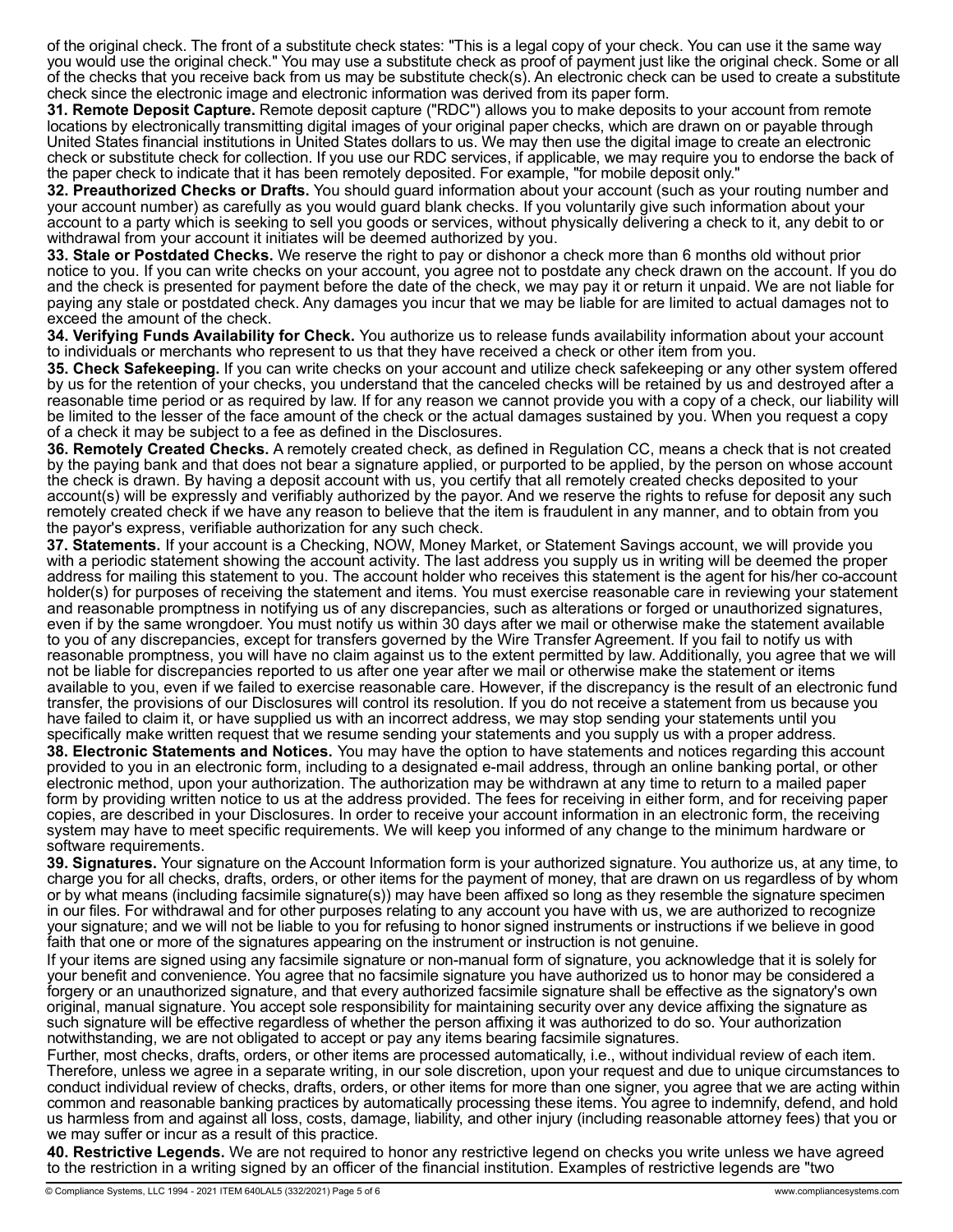of the original check. The front of a substitute check states: "This is a legal copy of your check. You can use it the same way you would use the original check." You may use a substitute check as proof of payment just like the original check. Some or all of the checks that you receive back from us may be substitute check(s). An electronic check can be used to create a substitute check since the electronic image and electronic information was derived from its paper form.

**31. Remote Deposit Capture.** Remote deposit capture ("RDC") allows you to make deposits to your account from remote locations by electronically transmitting digital images of your original paper checks, which are drawn on or payable through United States financial institutions in United States dollars to us. We may then use the digital image to create an electronic check or substitute check for collection. If you use our RDC services, if applicable, we may require you to endorse the back of the paper check to indicate that it has been remotely deposited. For example, "for mobile deposit only."

**32. Preauthorized Checks or Drafts.** You should guard information about your account (such as your routing number and your account number) as carefully as you would guard blank checks. If you voluntarily give such information about your account to a party which is seeking to sell you goods or services, without physically delivering a check to it, any debit to or withdrawal from your account it initiates will be deemed authorized by you.

**33. Stale or Postdated Checks.** We reserve the right to pay or dishonor a check more than 6 months old without prior notice to you. If you can write checks on your account, you agree not to postdate any check drawn on the account. If you do and the check is presented for payment before the date of the check, we may pay it or return it unpaid. We are not liable for paying any stale or postdated check. Any damages you incur that we may be liable for are limited to actual damages not to exceed the amount of the check.

**34. Verifying Funds Availability for Check.** You authorize us to release funds availability information about your account to individuals or merchants who represent to us that they have received a check or other item from you.

**35. Check Safekeeping.** If you can write checks on your account and utilize check safekeeping or any other system offered by us for the retention of your checks, you understand that the canceled checks will be retained by us and destroyed after a reasonable time period or as required by law. If for any reason we cannot provide you with a copy of a check, our liability will be limited to the lesser of the face amount of the check or the actual damages sustained by you. When you request a copy of a check it may be subject to a fee as defined in the Disclosures.

**36. Remotely Created Checks.** A remotely created check, as defined in Regulation CC, means a check that is not created by the paying bank and that does not bear a signature applied, or purported to be applied, by the person on whose account the check is drawn. By having a deposit account with us, you certify that all remotely created checks deposited to your account(s) will be expressly and verifiably authorized by the payor. And we reserve the rights to refuse for deposit any such remotely created check if we have any reason to believe that the item is fraudulent in any manner, and to obtain from you the payor's express, verifiable authorization for any such check.

**37. Statements.** If your account is a Checking, NOW, Money Market, or Statement Savings account, we will provide you with a periodic statement showing the account activity. The last address you supply us in writing will be deemed the proper address for mailing this statement to you. The account holder who receives this statement is the agent for his/her co-account holder(s) for purposes of receiving the statement and items. You must exercise reasonable care in reviewing your statement and reasonable promptness in notifying us of any discrepancies, such as alterations or forged or unauthorized signatures, even if by the same wrongdoer. You must notify us within 30 days after we mail or otherwise make the statement available to you of any discrepancies, except for transfers governed by the Wire Transfer Agreement. If you fail to notify us with reasonable promptness, you will have no claim against us to the extent permitted by law. Additionally, you agree that we will not be liable for discrepancies reported to us after one year after we mail or otherwise make the statement or items available to you, even if we failed to exercise reasonable care. However, if the discrepancy is the result of an electronic fund transfer, the provisions of our Disclosures will control its resolution. If you do not receive a statement from us because you have failed to claim it, or have supplied us with an incorrect address, we may stop sending your statements until you specifically make written request that we resume sending your statements and you supply us with a proper address.

**38. Electronic Statements and Notices.** You may have the option to have statements and notices regarding this account provided to you in an electronic form, including to a designated e-mail address, through an online banking portal, or other electronic method, upon your authorization. The authorization may be withdrawn at any time to return to a mailed paper form by providing written notice to us at the address provided. The fees for receiving in either form, and for receiving paper copies, are described in your Disclosures. In order to receive your account information in an electronic form, the receiving system may have to meet specific requirements. We will keep you informed of any change to the minimum hardware or software requirements.

**39. Signatures.** Your signature on the Account Information form is your authorized signature. You authorize us, at any time, to charge you for all checks, drafts, orders, or other items for the payment of money, that are drawn on us regardless of by whom or by what means (including facsimile signature(s)) may have been affixed so long as they resemble the signature specimen in our files. For withdrawal and for other purposes relating to any account you have with us, we are authorized to recognize your signature; and we will not be liable to you for refusing to honor signed instruments or instructions if we believe in good faith that one or more of the signatures appearing on the instrument or instruction is not genuine.

If your items are signed using any facsimile signature or non-manual form of signature, you acknowledge that it is solely for your benefit and convenience. You agree that no facsimile signature you have authorized us to honor may be considered a forgery or an unauthorized signature, and that every authorized facsimile signature shall be effective as the signatory's own original, manual signature. You accept sole responsibility for maintaining security over any device affixing the signature as such signature will be effective regardless of whether the person affixing it was authorized to do so. Your authorization notwithstanding, we are not obligated to accept or pay any items bearing facsimile signatures.

Further, most checks, drafts, orders, or other items are processed automatically, i.e., without individual review of each item. Therefore, unless we agree in a separate writing, in our sole discretion, upon your request and due to unique circumstances to conduct individual review of checks, drafts, orders, or other items for more than one signer, you agree that we are acting within common and reasonable banking practices by automatically processing these items. You agree to indemnify, defend, and hold us harmless from and against all loss, costs, damage, liability, and other injury (including reasonable attorney fees) that you or we may suffer or incur as a result of this practice.

**40. Restrictive Legends.** We are not required to honor any restrictive legend on checks you write unless we have agreed to the restriction in a writing signed by an officer of the financial institution. Examples of restrictive legends are "two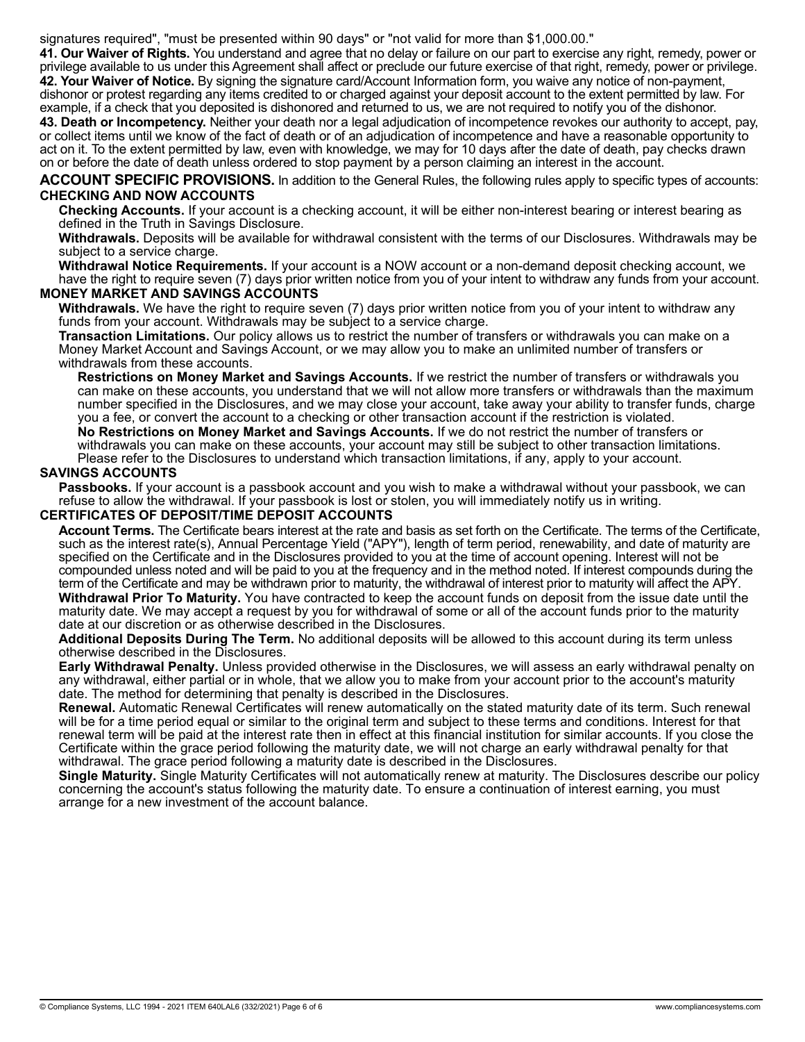signatures required", "must be presented within 90 days" or "not valid for more than $1,000.00."

**41. Our Waiver of Rights.** You understand and agree that no delay or failure on our part to exercise any right, remedy, power or privilege available to us under this Agreement shall affect or preclude our future exercise of that right, remedy, power or privilege.

**42. Your Waiver of Notice.** By signing the signature card/Account Information form, you waive any notice of non-payment, dishonor or protest regarding any items credited to or charged against your deposit account to the extent permitted by law. For example, if a check that you deposited is dishonored and returned to us, we are not required to notify you of the dishonor.

**43. Death or Incompetency.** Neither your death nor a legal adjudication of incompetence revokes our authority to accept, pay, or collect items until we know of the fact of death or of an adjudication of incompetence and have a reasonable opportunity to act on it. To the extent permitted by law, even with knowledge, we may for 10 days after the date of death, pay checks drawn on or before the date of death unless ordered to stop payment by a person claiming an interest in the account.

**ACCOUNT SPECIFIC PROVISIONS.** In addition to the General Rules, the following rules apply to specific types of accounts:

## CHECKING AND NOW ACCOUNTS

**Checking Accounts.** If your account is a checking account, it will be either non-interest bearing or interest bearing as defined in the Truth in Savings Disclosure.

**Withdrawals.** Deposits will be available for withdrawal consistent with the terms of our Disclosures. Withdrawals may be subject to a service charge.

**Withdrawal Notice Requirements.** If your account is a NOW account or a non-demand deposit checking account, we have the right to require seven (7) days prior written notice from you of your intent to withdraw any funds from your account.

## MONEY MARKET AND SAVINGS ACCOUNTS

**Withdrawals.** We have the right to require seven (7) days prior written notice from you of your intent to withdraw any funds from your account. Withdrawals may be subject to a service charge.

**Transaction Limitations.** Our policy allows us to restrict the number of transfers or withdrawals you can make on a Money Market Account and Savings Account, or we may allow you to make an unlimited number of transfers or withdrawals from these accounts.

**Restrictions on Money Market and Savings Accounts.** If we restrict the number of transfers or withdrawals you can make on these accounts, you understand that we will not allow more transfers or withdrawals than the maximum number specified in the Disclosures, and we may close your account, take away your ability to transfer funds, charge you a fee, or convert the account to a checking or other transaction account if the restriction is violated.

**No Restrictions on Money Market and Savings Accounts.** If we do not restrict the number of transfers or withdrawals you can make on these accounts, your account may still be subject to other transaction limitations. Please refer to the Disclosures to understand which transaction limitations, if any, apply to your account.

## SAVINGS ACCOUNTS

**Passbooks.** If your account is a passbook account and you wish to make a withdrawal without your passbook, we can refuse to allow the withdrawal. If your passbook is lost or stolen, you will immediately notify us in writing.

## CERTIFICATES OF DEPOSIT/TIME DEPOSIT ACCOUNTS

**Account Terms.** The Certificate bears interest at the rate and basis as set forth on the Certificate. The terms of the Certificate, such as the interest rate(s), Annual Percentage Yield ("APY"), length of term period, renewability, and date of maturity are specified on the Certificate and in the Disclosures provided to you at the time of account opening. Interest will not be compounded unless noted and will be paid to you at the frequency and in the method noted. If interest compounds during the term of the Certificate and may be withdrawn prior to maturity, the withdrawal of interest prior to maturity will affect the APY.

**Withdrawal Prior To Maturity.** You have contracted to keep the account funds on deposit from the issue date until the maturity date. We may accept a request by you for withdrawal of some or all of the account funds prior to the maturity date at our discretion or as otherwise described in the Disclosures.

**Additional Deposits During The Term.** No additional deposits will be allowed to this account during its term unless otherwise described in the Disclosures.

**Early Withdrawal Penalty.** Unless provided otherwise in the Disclosures, we will assess an early withdrawal penalty on any withdrawal, either partial or in whole, that we allow you to make from your account prior to the account's maturity date. The method for determining that penalty is described in the Disclosures.

**Renewal.** Automatic Renewal Certificates will renew automatically on the stated maturity date of its term. Such renewal will be for a time period equal or similar to the original term and subject to these terms and conditions. Interest for that renewal term will be paid at the interest rate then in effect at this financial institution for similar accounts. If you close the Certificate within the grace period following the maturity date, we will not charge an early withdrawal penalty for that withdrawal. The grace period following a maturity date is described in the Disclosures.

**Single Maturity.** Single Maturity Certificates will not automatically renew at maturity. The Disclosures describe our policy concerning the account's status following the maturity date. To ensure a continuation of interest earning, you must arrange for a new investment of the account balance.